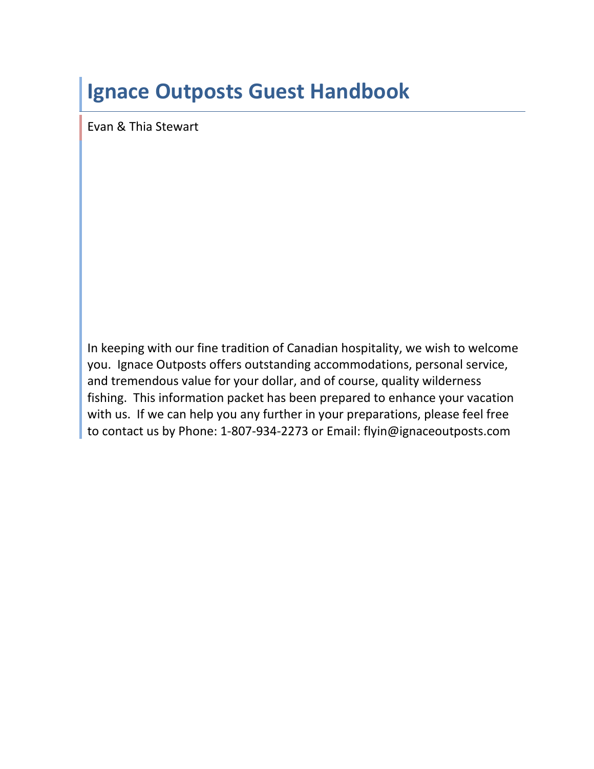# Ignace Outposts Guest Handbook

Evan & Thia Stewart

In keeping with our fine tradition of Canadian hospitality, we wish to welcome you. Ignace Outposts offers outstanding accommodations, personal service, and tremendous value for your dollar, and of course, quality wilderness fishing. This information packet has been prepared to enhance your vacation with us. If we can help you any further in your preparations, please feel free to contact us by Phone: 1-807-934-2273 or Email: flyin@ignaceoutposts.com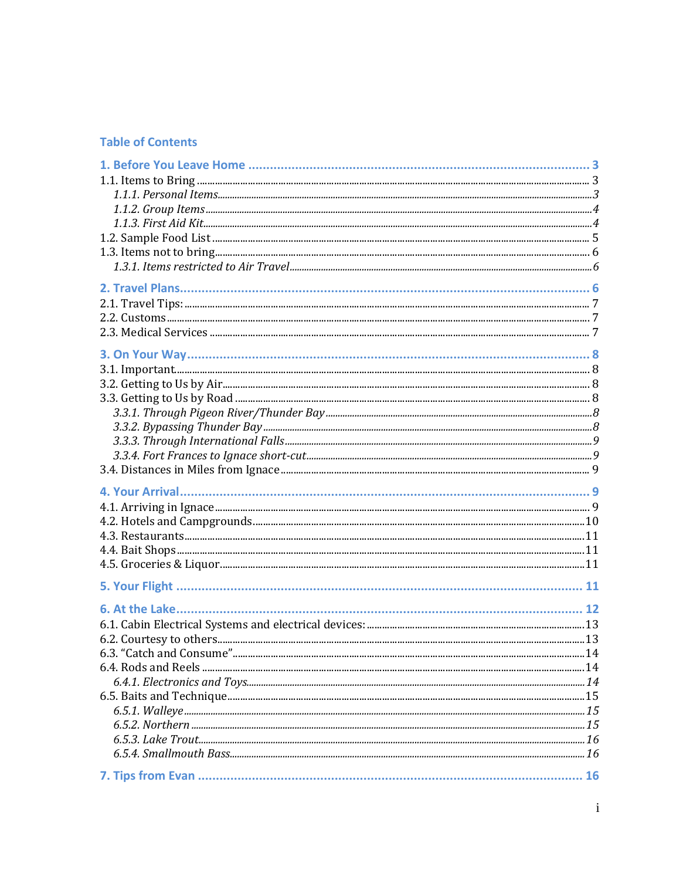## Table of Contents

**1. Before You Leave Home** ..... 3
1.1. Items to Bring ..... 3
*1.1.1. Personal Items* ..... *3*
*1.1.2. Group Items* ..... *4*
*1.1.3. First Aid Kit* ..... *4*
1.2. Sample Food List ..... 5
1.3. Items not to bring ..... 6
*1.3.1. Items restricted to Air Travel* ..... *6*

**2. Travel Plans** ..... 6
2.1. Travel Tips: ..... 7
2.2. Customs ..... 7
2.3. Medical Services ..... 7

**3. On Your Way** ..... 8
3.1. Important ..... 8
3.2. Getting to Us by Air ..... 8
3.3. Getting to Us by Road ..... 8
*3.3.1. Through Pigeon River/Thunder Bay* ..... *8*
*3.3.2. Bypassing Thunder Bay* ..... *8*
*3.3.3. Through International Falls* ..... *9*
*3.3.4. Fort Frances to Ignace short-cut* ..... *9*
3.4. Distances in Miles from Ignace ..... 9

**4. Your Arrival** ..... 9
4.1. Arriving in Ignace ..... 9
4.2. Hotels and Campgrounds ..... 10
4.3. Restaurants ..... 11
4.4. Bait Shops ..... 11
4.5. Groceries & Liquor ..... 11

**5. Your Flight** ..... 11

**6. At the Lake** ..... 12
6.1. Cabin Electrical Systems and electrical devices: ..... 13
6.2. Courtesy to others ..... 13
6.3. "Catch and Consume" ..... 14
6.4. Rods and Reels ..... 14
*6.4.1. Electronics and Toys* ..... *14*
6.5. Baits and Technique ..... 15
*6.5.1. Walleye* ..... *15*
*6.5.2. Northern* ..... *15*
*6.5.3. Lake Trout* ..... *16*
*6.5.4. Smallmouth Bass* ..... *16*

**7. Tips from Evan** ..... 16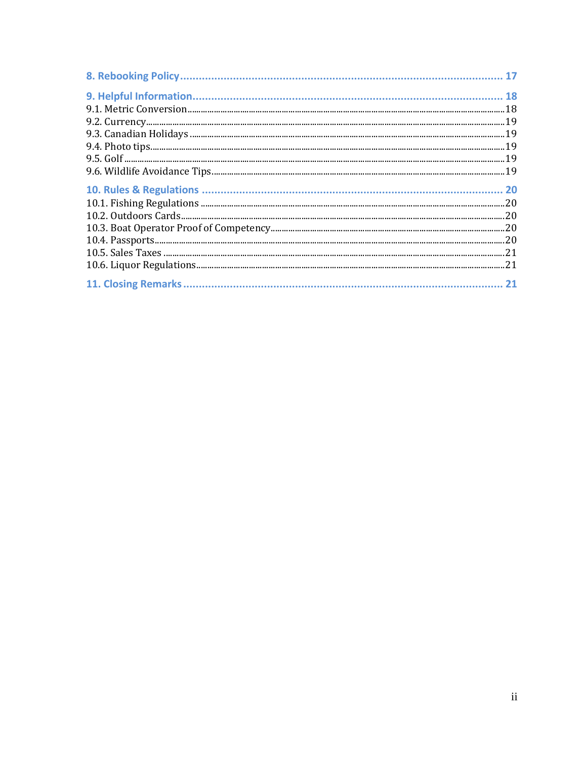8. Rebooking Policy ........................................................................................................ 17

9. Helpful Information..................................................................................................... 18
9.1. Metric Conversion ........................................................................................................ 18
9.2. Currency ........................................................................................................................ 19
9.3. Canadian Holidays ........................................................................................................ 19
9.4. Photo tips........................................................................................................................ 19
9.5. Golf ................................................................................................................................ 19
9.6. Wildlife Avoidance Tips ................................................................................................. 19

10. Rules & Regulations .................................................................................................. 20
10.1. Fishing Regulations ...................................................................................................... 20
10.2. Outdoors Cards ............................................................................................................. 20
10.3. Boat Operator Proof of Competency ............................................................................ 20
10.4. Passports ....................................................................................................................... 20
10.5. Sales Taxes .................................................................................................................. 21
10.6. Liquor Regulations ....................................................................................................... 21

11. Closing Remarks ........................................................................................................ 21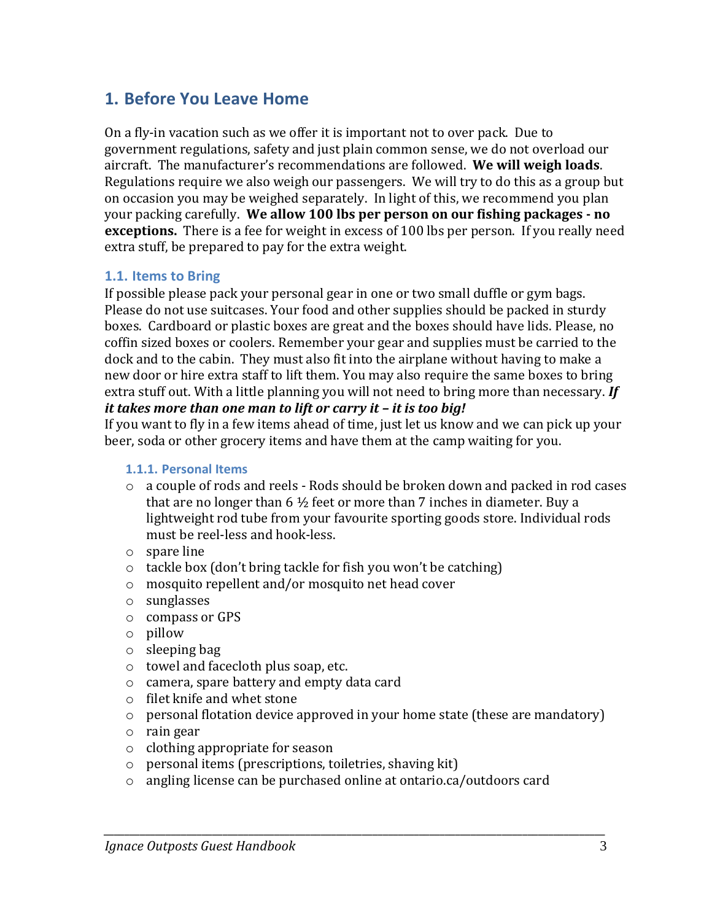# 1. Before You Leave Home

On a fly-in vacation such as we offer it is important not to over pack. Due to government regulations, safety and just plain common sense, we do not overload our aircraft. The manufacturer's recommendations are followed. **We will weigh loads**. Regulations require we also weigh our passengers. We will try to do this as a group but on occasion you may be weighed separately. In light of this, we recommend you plan your packing carefully. **We allow 100 lbs per person on our fishing packages - no exceptions.** There is a fee for weight in excess of 100 lbs per person. If you really need extra stuff, be prepared to pay for the extra weight.

## 1.1. Items to Bring

If possible please pack your personal gear in one or two small duffle or gym bags. Please do not use suitcases. Your food and other supplies should be packed in sturdy boxes. Cardboard or plastic boxes are great and the boxes should have lids. Please, no coffin sized boxes or coolers. Remember your gear and supplies must be carried to the dock and to the cabin. They must also fit into the airplane without having to make a new door or hire extra staff to lift them. You may also require the same boxes to bring extra stuff out. With a little planning you will not need to bring more than necessary. ***If it takes more than one man to lift or carry it – it is too big!***

If you want to fly in a few items ahead of time, just let us know and we can pick up your beer, soda or other grocery items and have them at the camp waiting for you.

### 1.1.1. Personal Items

- a couple of rods and reels - Rods should be broken down and packed in rod cases that are no longer than 6 ½ feet or more than 7 inches in diameter. Buy a lightweight rod tube from your favourite sporting goods store. Individual rods must be reel-less and hook-less.
- spare line
- tackle box (don't bring tackle for fish you won't be catching)
- mosquito repellent and/or mosquito net head cover
- sunglasses
- compass or GPS
- pillow
- sleeping bag
- towel and facecloth plus soap, etc.
- camera, spare battery and empty data card
- filet knife and whet stone
- personal flotation device approved in your home state (these are mandatory)
- rain gear
- clothing appropriate for season
- personal items (prescriptions, toiletries, shaving kit)
- angling license can be purchased online at ontario.ca/outdoors card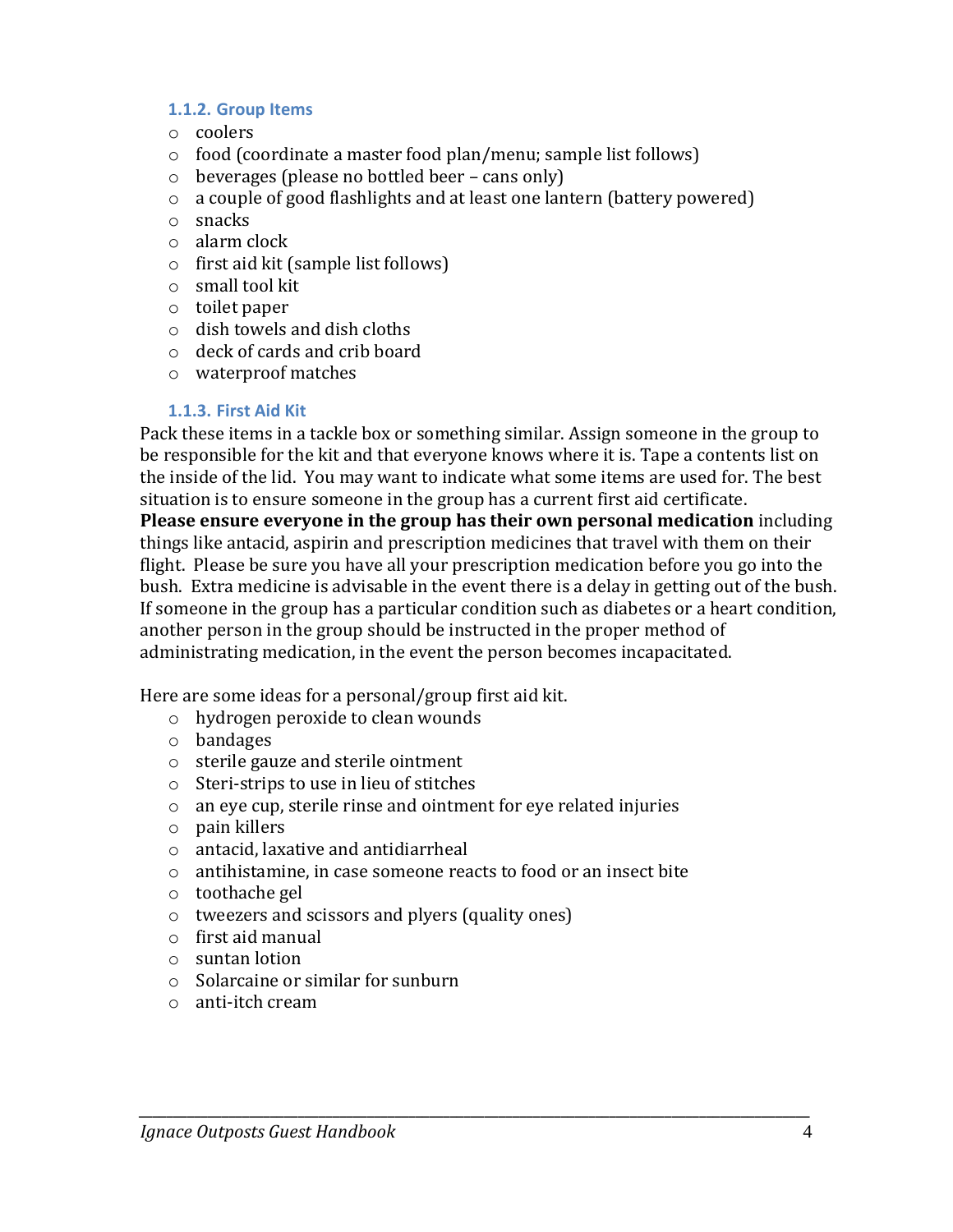### 1.1.2. Group Items

- coolers
- food (coordinate a master food plan/menu; sample list follows)
- beverages (please no bottled beer – cans only)
- a couple of good flashlights and at least one lantern (battery powered)
- snacks
- alarm clock
- first aid kit (sample list follows)
- small tool kit
- toilet paper
- dish towels and dish cloths
- deck of cards and crib board
- waterproof matches

### 1.1.3. First Aid Kit

Pack these items in a tackle box or something similar. Assign someone in the group to be responsible for the kit and that everyone knows where it is. Tape a contents list on the inside of the lid. You may want to indicate what some items are used for. The best situation is to ensure someone in the group has a current first aid certificate.
**Please ensure everyone in the group has their own personal medication** including things like antacid, aspirin and prescription medicines that travel with them on their flight. Please be sure you have all your prescription medication before you go into the bush. Extra medicine is advisable in the event there is a delay in getting out of the bush. If someone in the group has a particular condition such as diabetes or a heart condition, another person in the group should be instructed in the proper method of administrating medication, in the event the person becomes incapacitated.

Here are some ideas for a personal/group first aid kit.

- hydrogen peroxide to clean wounds
- bandages
- sterile gauze and sterile ointment
- Steri-strips to use in lieu of stitches
- an eye cup, sterile rinse and ointment for eye related injuries
- pain killers
- antacid, laxative and antidiarrheal
- antihistamine, in case someone reacts to food or an insect bite
- toothache gel
- tweezers and scissors and plyers (quality ones)
- first aid manual
- suntan lotion
- Solarcaine or similar for sunburn
- anti-itch cream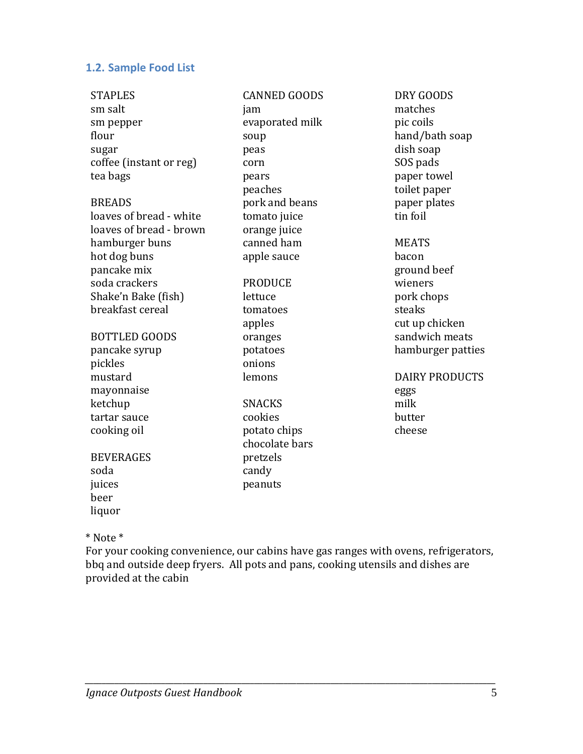## 1.2. Sample Food List

STAPLES
sm salt
sm pepper
flour
sugar
coffee (instant or reg)
tea bags

BREADS
loaves of bread - white
loaves of bread - brown
hamburger buns
hot dog buns
pancake mix
soda crackers
Shake'n Bake (fish)
breakfast cereal

BOTTLED GOODS
pancake syrup
pickles
mustard
mayonnaise
ketchup
tartar sauce
cooking oil

BEVERAGES
soda
juices
beer
liquor

CANNED GOODS
jam
evaporated milk
soup
peas
corn
pears
peaches
pork and beans
tomato juice
orange juice
canned ham
apple sauce

PRODUCE
lettuce
tomatoes
apples
oranges
potatoes
onions
lemons

SNACKS
cookies
potato chips
chocolate bars
pretzels
candy
peanuts

DRY GOODS
matches
pic coils
hand/bath soap
dish soap
SOS pads
paper towel
toilet paper
paper plates
tin foil

MEATS
bacon
ground beef
wieners
pork chops
steaks
cut up chicken
sandwich meats
hamburger patties

DAIRY PRODUCTS
eggs
milk
butter
cheese

\* Note \*
For your cooking convenience, our cabins have gas ranges with ovens, refrigerators, bbq and outside deep fryers. All pots and pans, cooking utensils and dishes are provided at the cabin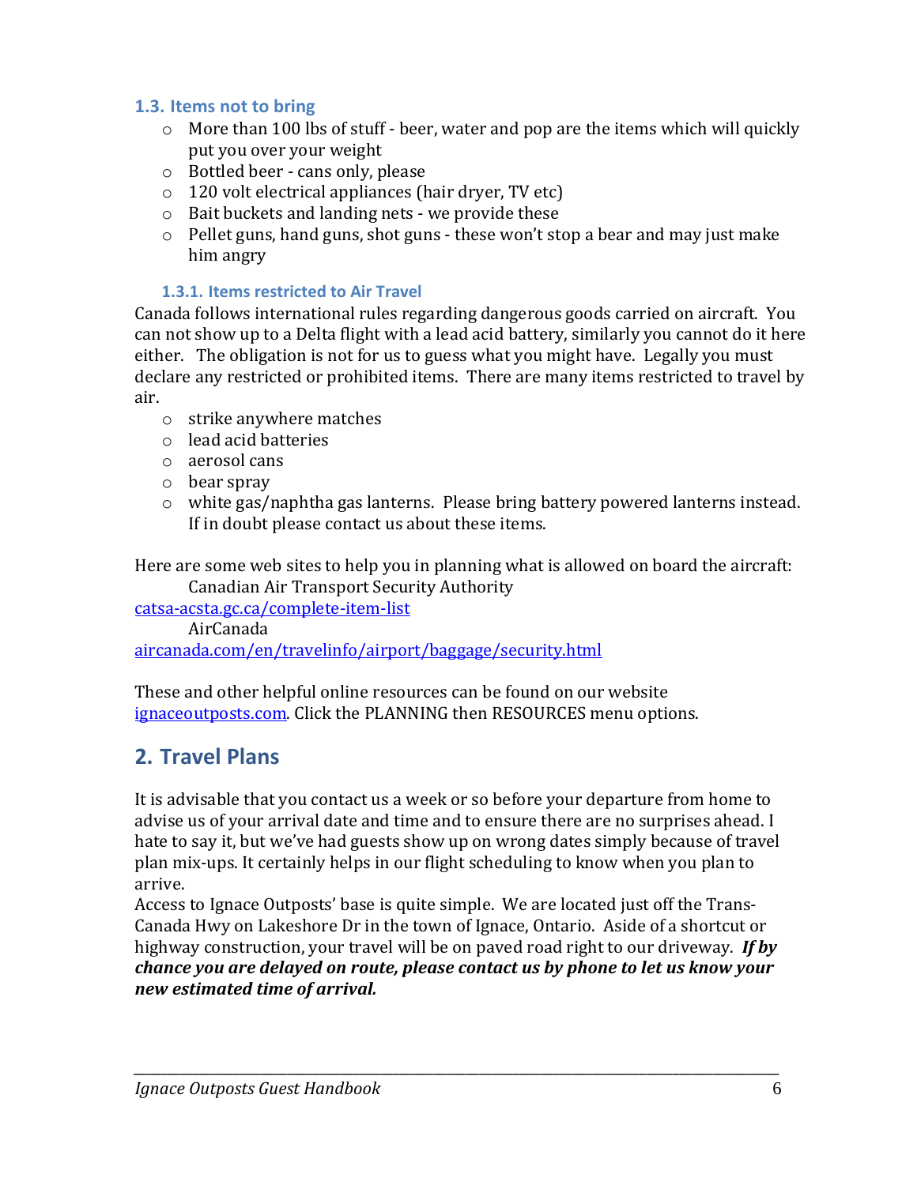### 1.3. Items not to bring

- More than 100 lbs of stuff - beer, water and pop are the items which will quickly put you over your weight
- Bottled beer - cans only, please
- 120 volt electrical appliances (hair dryer, TV etc)
- Bait buckets and landing nets - we provide these
- Pellet guns, hand guns, shot guns - these won't stop a bear and may just make him angry

#### 1.3.1. Items restricted to Air Travel

Canada follows international rules regarding dangerous goods carried on aircraft. You can not show up to a Delta flight with a lead acid battery, similarly you cannot do it here either. The obligation is not for us to guess what you might have. Legally you must declare any restricted or prohibited items. There are many items restricted to travel by air.

- strike anywhere matches
- lead acid batteries
- aerosol cans
- bear spray
- white gas/naphtha gas lanterns. Please bring battery powered lanterns instead. If in doubt please contact us about these items.

Here are some web sites to help you in planning what is allowed on board the aircraft:

Canadian Air Transport Security Authority
[catsa-acsta.gc.ca/complete-item-list](catsa-acsta.gc.ca/complete-item-list)

AirCanada
[aircanada.com/en/travelinfo/airport/baggage/security.html](aircanada.com/en/travelinfo/airport/baggage/security.html)

These and other helpful online resources can be found on our website [ignaceoutposts.com](ignaceoutposts.com). Click the PLANNING then RESOURCES menu options.

## 2. Travel Plans

It is advisable that you contact us a week or so before your departure from home to advise us of your arrival date and time and to ensure there are no surprises ahead. I hate to say it, but we've had guests show up on wrong dates simply because of travel plan mix-ups. It certainly helps in our flight scheduling to know when you plan to arrive.

Access to Ignace Outposts' base is quite simple. We are located just off the Trans-Canada Hwy on Lakeshore Dr in the town of Ignace, Ontario. Aside of a shortcut or highway construction, your travel will be on paved road right to our driveway. ***If by chance you are delayed on route, please contact us by phone to let us know your new estimated time of arrival.***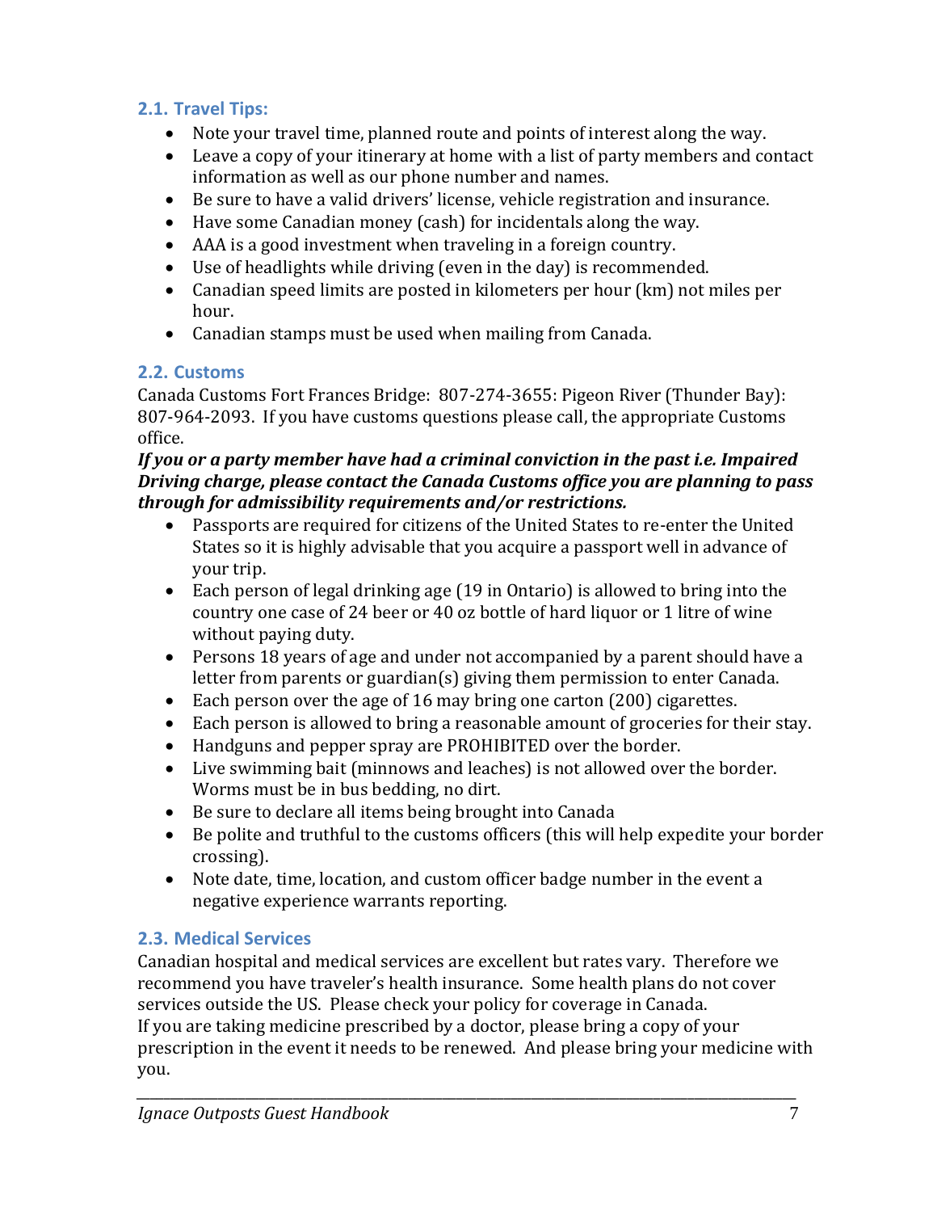### 2.1. Travel Tips:

- Note your travel time, planned route and points of interest along the way.
- Leave a copy of your itinerary at home with a list of party members and contact information as well as our phone number and names.
- Be sure to have a valid drivers' license, vehicle registration and insurance.
- Have some Canadian money (cash) for incidentals along the way.
- AAA is a good investment when traveling in a foreign country.
- Use of headlights while driving (even in the day) is recommended.
- Canadian speed limits are posted in kilometers per hour (km) not miles per hour.
- Canadian stamps must be used when mailing from Canada.

### 2.2. Customs

Canada Customs Fort Frances Bridge: 807-274-3655: Pigeon River (Thunder Bay): 807-964-2093. If you have customs questions please call, the appropriate Customs office.

***If you or a party member have had a criminal conviction in the past i.e. Impaired Driving charge, please contact the Canada Customs office you are planning to pass through for admissibility requirements and/or restrictions.***

- Passports are required for citizens of the United States to re-enter the United States so it is highly advisable that you acquire a passport well in advance of your trip.
- Each person of legal drinking age (19 in Ontario) is allowed to bring into the country one case of 24 beer or 40 oz bottle of hard liquor or 1 litre of wine without paying duty.
- Persons 18 years of age and under not accompanied by a parent should have a letter from parents or guardian(s) giving them permission to enter Canada.
- Each person over the age of 16 may bring one carton (200) cigarettes.
- Each person is allowed to bring a reasonable amount of groceries for their stay.
- Handguns and pepper spray are PROHIBITED over the border.
- Live swimming bait (minnows and leaches) is not allowed over the border. Worms must be in bus bedding, no dirt.
- Be sure to declare all items being brought into Canada
- Be polite and truthful to the customs officers (this will help expedite your border crossing).
- Note date, time, location, and custom officer badge number in the event a negative experience warrants reporting.

### 2.3. Medical Services

Canadian hospital and medical services are excellent but rates vary. Therefore we recommend you have traveler's health insurance. Some health plans do not cover services outside the US. Please check your policy for coverage in Canada.
If you are taking medicine prescribed by a doctor, please bring a copy of your prescription in the event it needs to be renewed. And please bring your medicine with you.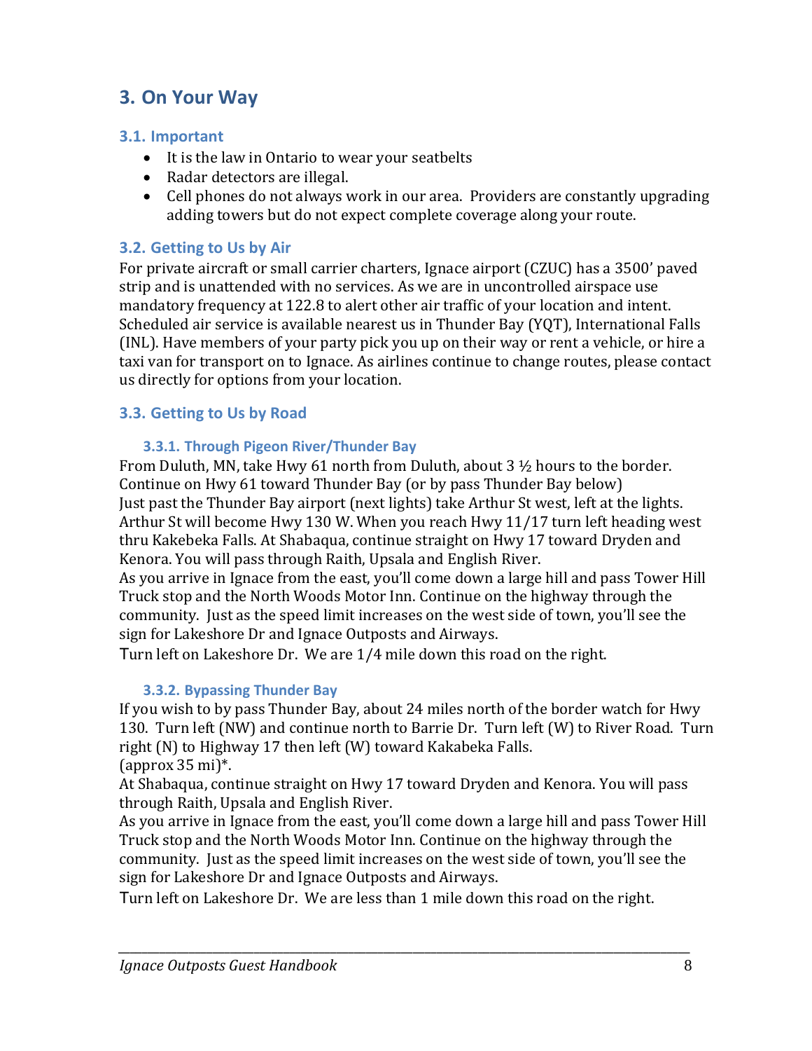## 3. On Your Way

### 3.1. Important

- It is the law in Ontario to wear your seatbelts
- Radar detectors are illegal.
- Cell phones do not always work in our area. Providers are constantly upgrading adding towers but do not expect complete coverage along your route.

### 3.2. Getting to Us by Air

For private aircraft or small carrier charters, Ignace airport (CZUC) has a 3500' paved strip and is unattended with no services. As we are in uncontrolled airspace use mandatory frequency at 122.8 to alert other air traffic of your location and intent. Scheduled air service is available nearest us in Thunder Bay (YQT), International Falls (INL). Have members of your party pick you up on their way or rent a vehicle, or hire a taxi van for transport on to Ignace. As airlines continue to change routes, please contact us directly for options from your location.

### 3.3. Getting to Us by Road

#### 3.3.1. Through Pigeon River/Thunder Bay

From Duluth, MN, take Hwy 61 north from Duluth, about 3 ½ hours to the border. Continue on Hwy 61 toward Thunder Bay (or by pass Thunder Bay below)
Just past the Thunder Bay airport (next lights) take Arthur St west, left at the lights. Arthur St will become Hwy 130 W. When you reach Hwy 11/17 turn left heading west thru Kakebeka Falls. At Shabaqua, continue straight on Hwy 17 toward Dryden and Kenora. You will pass through Raith, Upsala and English River.
As you arrive in Ignace from the east, you'll come down a large hill and pass Tower Hill Truck stop and the North Woods Motor Inn. Continue on the highway through the community. Just as the speed limit increases on the west side of town, you'll see the sign for Lakeshore Dr and Ignace Outposts and Airways.
Turn left on Lakeshore Dr. We are 1/4 mile down this road on the right.

#### 3.3.2. Bypassing Thunder Bay

If you wish to by pass Thunder Bay, about 24 miles north of the border watch for Hwy 130. Turn left (NW) and continue north to Barrie Dr. Turn left (W) to River Road. Turn right (N) to Highway 17 then left (W) toward Kakabeka Falls.
(approx 35 mi)*.
At Shabaqua, continue straight on Hwy 17 toward Dryden and Kenora. You will pass through Raith, Upsala and English River.
As you arrive in Ignace from the east, you'll come down a large hill and pass Tower Hill Truck stop and the North Woods Motor Inn. Continue on the highway through the community. Just as the speed limit increases on the west side of town, you'll see the sign for Lakeshore Dr and Ignace Outposts and Airways.
Turn left on Lakeshore Dr. We are less than 1 mile down this road on the right.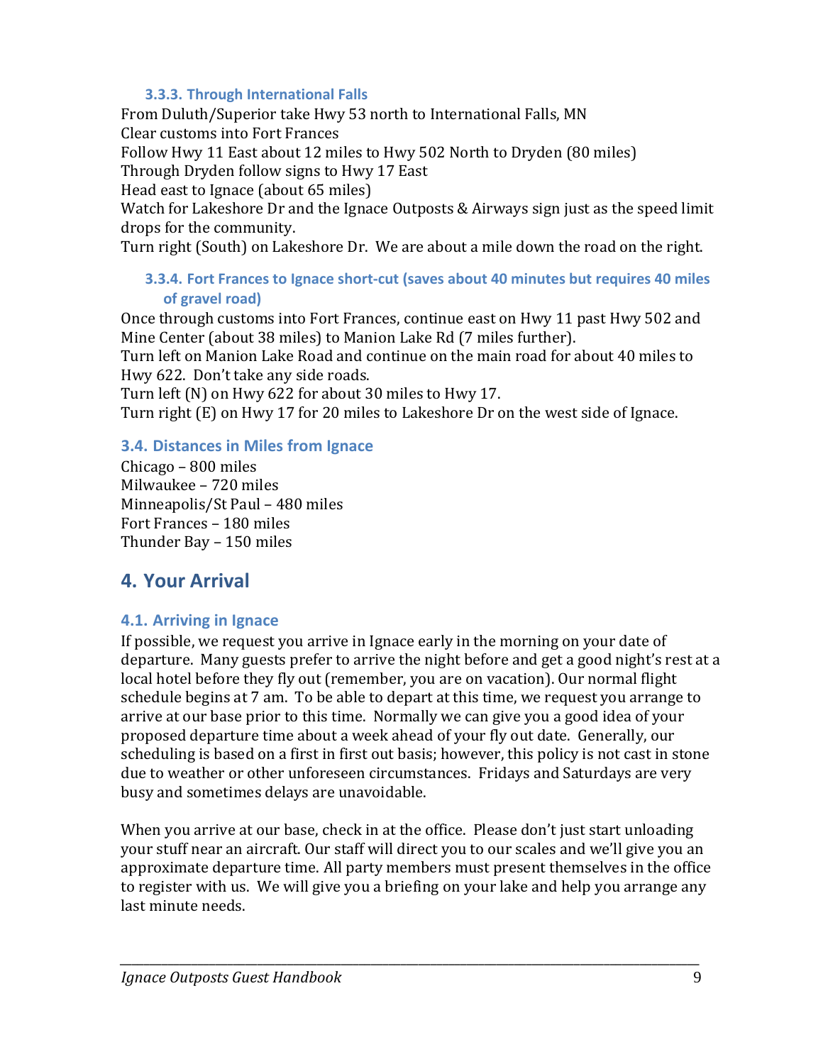### 3.3.3. Through International Falls

From Duluth/Superior take Hwy 53 north to International Falls, MN
Clear customs into Fort Frances
Follow Hwy 11 East about 12 miles to Hwy 502 North to Dryden (80 miles)
Through Dryden follow signs to Hwy 17 East
Head east to Ignace (about 65 miles)
Watch for Lakeshore Dr and the Ignace Outposts & Airways sign just as the speed limit drops for the community.
Turn right (South) on Lakeshore Dr. We are about a mile down the road on the right.

### 3.3.4. Fort Frances to Ignace short-cut (saves about 40 minutes but requires 40 miles of gravel road)

Once through customs into Fort Frances, continue east on Hwy 11 past Hwy 502 and Mine Center (about 38 miles) to Manion Lake Rd (7 miles further).
Turn left on Manion Lake Road and continue on the main road for about 40 miles to Hwy 622. Don't take any side roads.
Turn left (N) on Hwy 622 for about 30 miles to Hwy 17.
Turn right (E) on Hwy 17 for 20 miles to Lakeshore Dr on the west side of Ignace.

## 3.4. Distances in Miles from Ignace

Chicago – 800 miles
Milwaukee – 720 miles
Minneapolis/St Paul – 480 miles
Fort Frances – 180 miles
Thunder Bay – 150 miles

# 4. Your Arrival

## 4.1. Arriving in Ignace

If possible, we request you arrive in Ignace early in the morning on your date of departure. Many guests prefer to arrive the night before and get a good night's rest at a local hotel before they fly out (remember, you are on vacation). Our normal flight schedule begins at 7 am. To be able to depart at this time, we request you arrange to arrive at our base prior to this time. Normally we can give you a good idea of your proposed departure time about a week ahead of your fly out date. Generally, our scheduling is based on a first in first out basis; however, this policy is not cast in stone due to weather or other unforeseen circumstances. Fridays and Saturdays are very busy and sometimes delays are unavoidable.

When you arrive at our base, check in at the office. Please don't just start unloading your stuff near an aircraft. Our staff will direct you to our scales and we'll give you an approximate departure time. All party members must present themselves in the office to register with us. We will give you a briefing on your lake and help you arrange any last minute needs.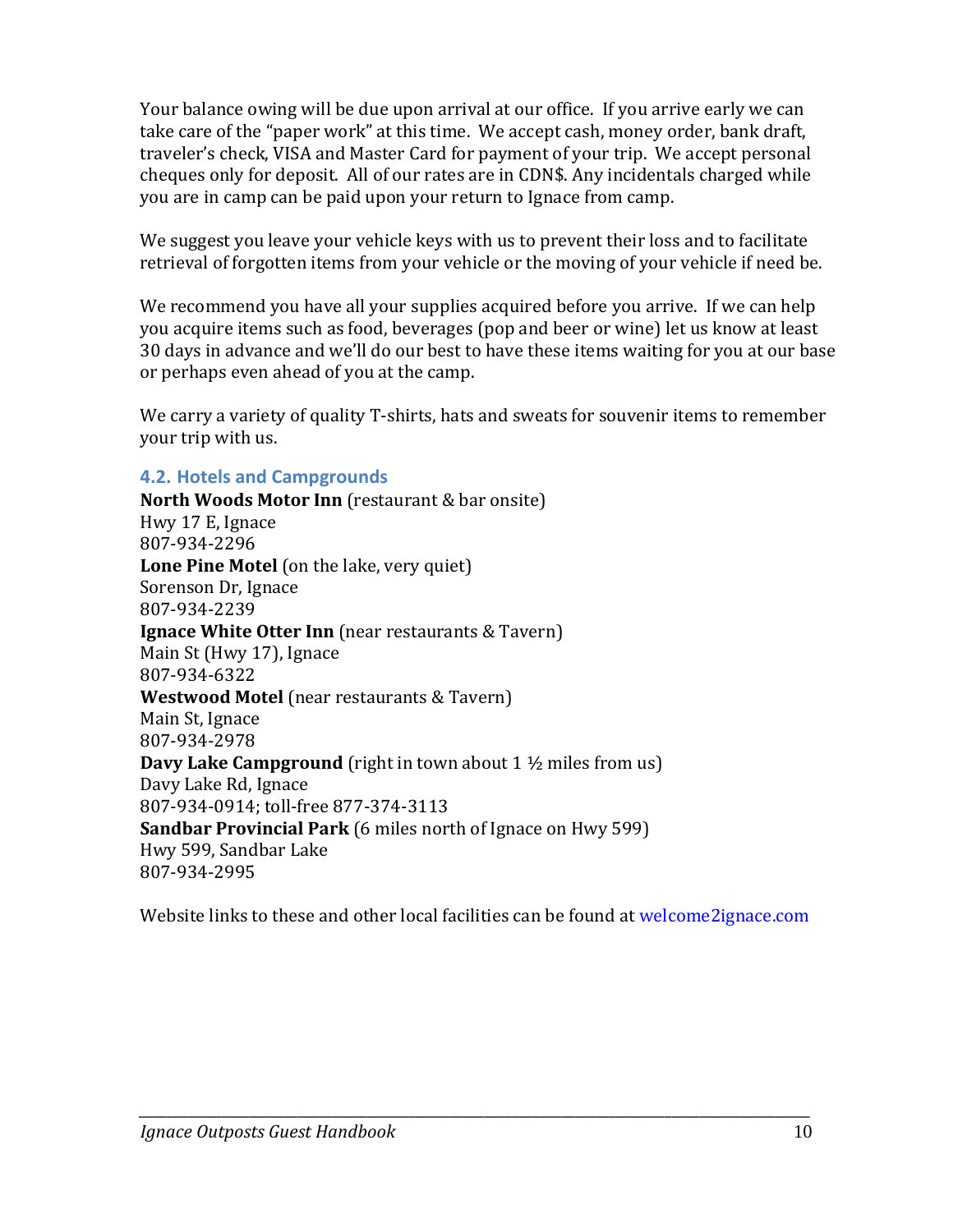Your balance owing will be due upon arrival at our office. If you arrive early we can take care of the "paper work" at this time. We accept cash, money order, bank draft, traveler's check, VISA and Master Card for payment of your trip. We accept personal cheques only for deposit. All of our rates are in CDN$. Any incidentals charged while you are in camp can be paid upon your return to Ignace from camp.

We suggest you leave your vehicle keys with us to prevent their loss and to facilitate retrieval of forgotten items from your vehicle or the moving of your vehicle if need be.

We recommend you have all your supplies acquired before you arrive. If we can help you acquire items such as food, beverages (pop and beer or wine) let us know at least 30 days in advance and we'll do our best to have these items waiting for you at our base or perhaps even ahead of you at the camp.

We carry a variety of quality T-shirts, hats and sweats for souvenir items to remember your trip with us.

### 4.2. Hotels and Campgrounds

**North Woods Motor Inn** (restaurant & bar onsite)
Hwy 17 E, Ignace
807-934-2296

**Lone Pine Motel** (on the lake, very quiet)
Sorenson Dr, Ignace
807-934-2239

**Ignace White Otter Inn** (near restaurants & Tavern)
Main St (Hwy 17), Ignace
807-934-6322

**Westwood Motel** (near restaurants & Tavern)
Main St, Ignace
807-934-2978

**Davy Lake Campground** (right in town about 1 ½ miles from us)
Davy Lake Rd, Ignace
807-934-0914; toll-free 877-374-3113

**Sandbar Provincial Park** (6 miles north of Ignace on Hwy 599)
Hwy 599, Sandbar Lake
807-934-2995

Website links to these and other local facilities can be found at welcome2ignace.com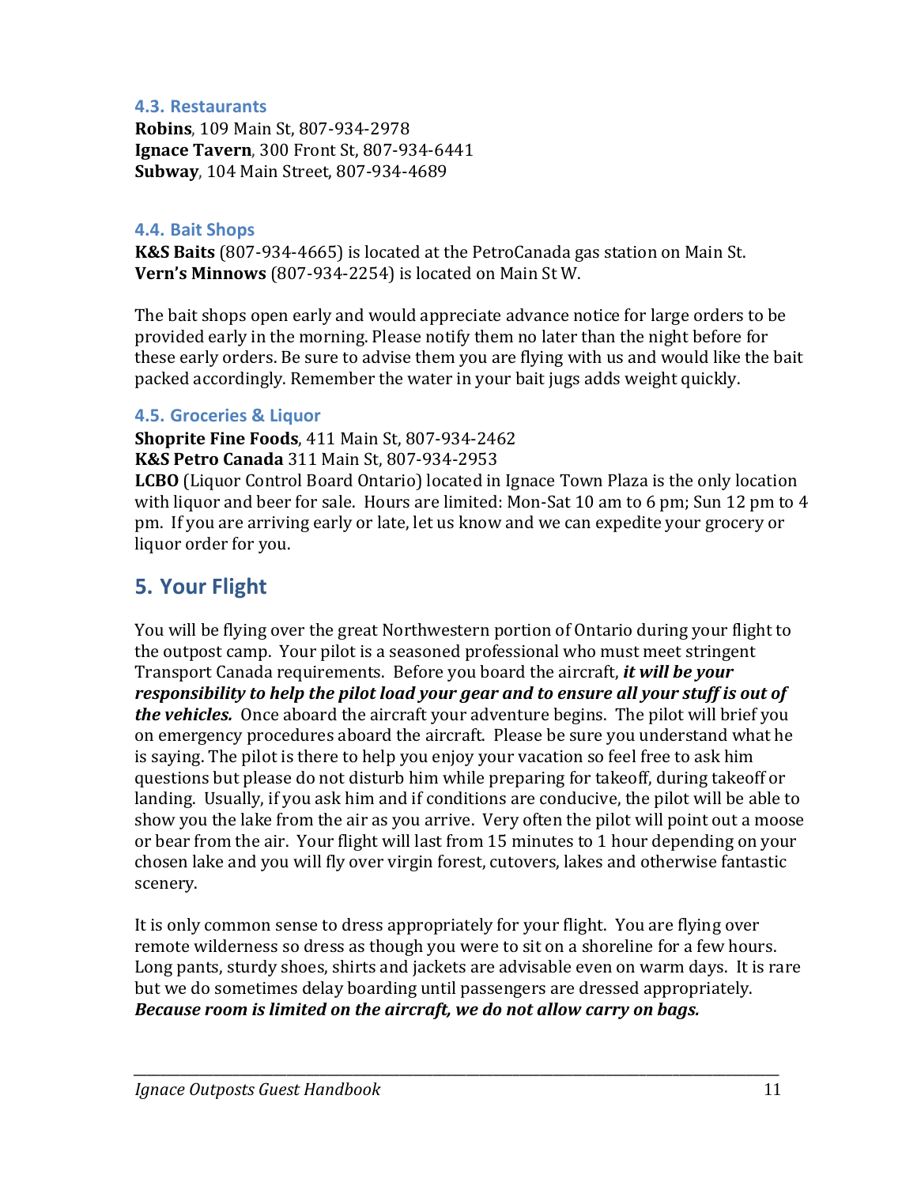### 4.3. Restaurants

**Robins**, 109 Main St, 807-934-2978
**Ignace Tavern**, 300 Front St, 807-934-6441
**Subway**, 104 Main Street, 807-934-4689

### 4.4. Bait Shops

**K&S Baits** (807-934-4665) is located at the PetroCanada gas station on Main St.
**Vern's Minnows** (807-934-2254) is located on Main St W.

The bait shops open early and would appreciate advance notice for large orders to be provided early in the morning. Please notify them no later than the night before for these early orders. Be sure to advise them you are flying with us and would like the bait packed accordingly. Remember the water in your bait jugs adds weight quickly.

### 4.5. Groceries & Liquor

**Shoprite Fine Foods**, 411 Main St, 807-934-2462
**K&S Petro Canada** 311 Main St, 807-934-2953
**LCBO** (Liquor Control Board Ontario) located in Ignace Town Plaza is the only location with liquor and beer for sale. Hours are limited: Mon-Sat 10 am to 6 pm; Sun 12 pm to 4 pm. If you are arriving early or late, let us know and we can expedite your grocery or liquor order for you.

## 5. Your Flight

You will be flying over the great Northwestern portion of Ontario during your flight to the outpost camp. Your pilot is a seasoned professional who must meet stringent Transport Canada requirements. Before you board the aircraft, ***it will be your responsibility to help the pilot load your gear and to ensure all your stuff is out of the vehicles.*** Once aboard the aircraft your adventure begins. The pilot will brief you on emergency procedures aboard the aircraft. Please be sure you understand what he is saying. The pilot is there to help you enjoy your vacation so feel free to ask him questions but please do not disturb him while preparing for takeoff, during takeoff or landing. Usually, if you ask him and if conditions are conducive, the pilot will be able to show you the lake from the air as you arrive. Very often the pilot will point out a moose or bear from the air. Your flight will last from 15 minutes to 1 hour depending on your chosen lake and you will fly over virgin forest, cutovers, lakes and otherwise fantastic scenery.

It is only common sense to dress appropriately for your flight. You are flying over remote wilderness so dress as though you were to sit on a shoreline for a few hours. Long pants, sturdy shoes, shirts and jackets are advisable even on warm days. It is rare but we do sometimes delay boarding until passengers are dressed appropriately. ***Because room is limited on the aircraft, we do not allow carry on bags.***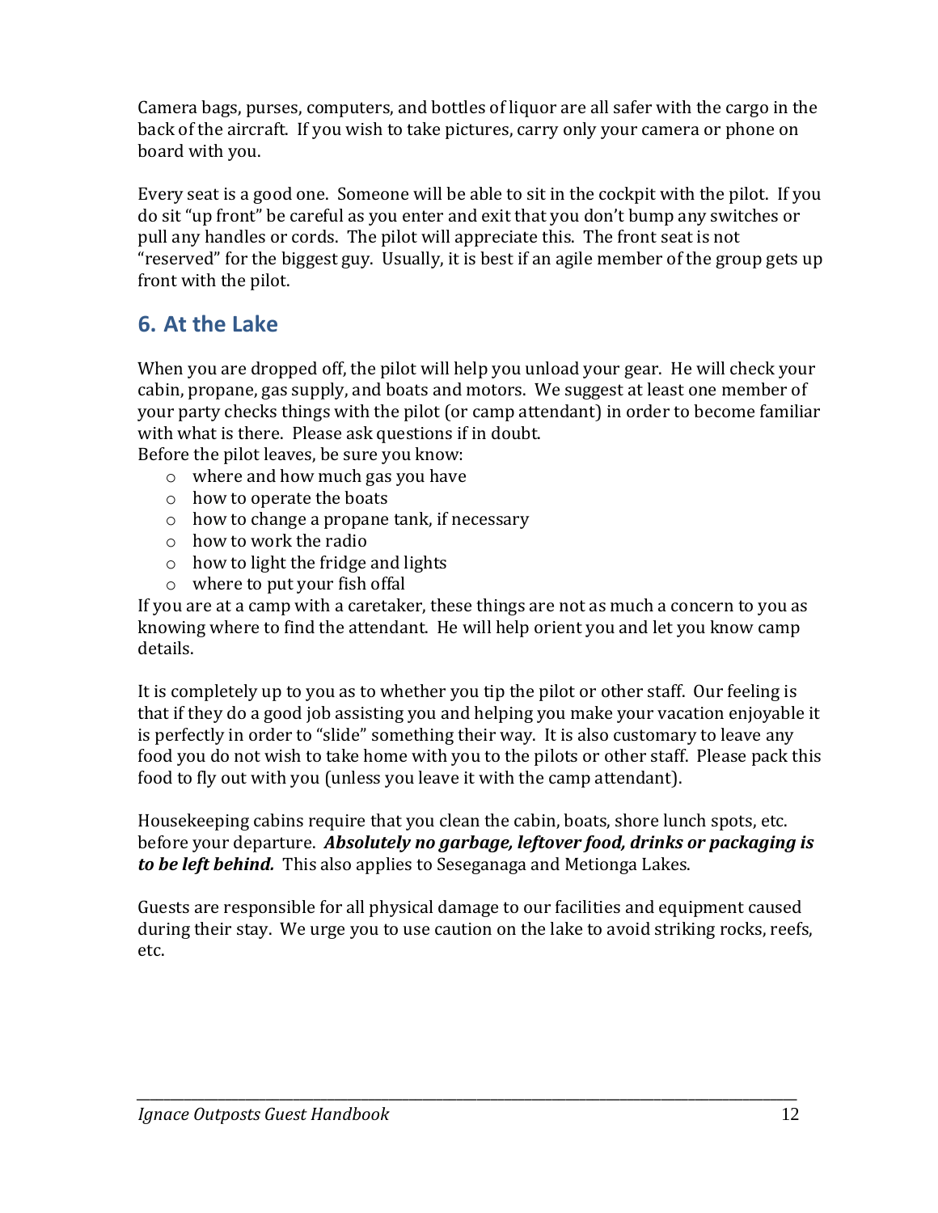Camera bags, purses, computers, and bottles of liquor are all safer with the cargo in the back of the aircraft. If you wish to take pictures, carry only your camera or phone on board with you.

Every seat is a good one. Someone will be able to sit in the cockpit with the pilot. If you do sit "up front" be careful as you enter and exit that you don't bump any switches or pull any handles or cords. The pilot will appreciate this. The front seat is not "reserved" for the biggest guy. Usually, it is best if an agile member of the group gets up front with the pilot.

## 6. At the Lake

When you are dropped off, the pilot will help you unload your gear. He will check your cabin, propane, gas supply, and boats and motors. We suggest at least one member of your party checks things with the pilot (or camp attendant) in order to become familiar with what is there. Please ask questions if in doubt.
Before the pilot leaves, be sure you know:

- where and how much gas you have
- how to operate the boats
- how to change a propane tank, if necessary
- how to work the radio
- how to light the fridge and lights
- where to put your fish offal

If you are at a camp with a caretaker, these things are not as much a concern to you as knowing where to find the attendant. He will help orient you and let you know camp details.

It is completely up to you as to whether you tip the pilot or other staff. Our feeling is that if they do a good job assisting you and helping you make your vacation enjoyable it is perfectly in order to "slide" something their way. It is also customary to leave any food you do not wish to take home with you to the pilots or other staff. Please pack this food to fly out with you (unless you leave it with the camp attendant).

Housekeeping cabins require that you clean the cabin, boats, shore lunch spots, etc. before your departure. ***Absolutely no garbage, leftover food, drinks or packaging is to be left behind.*** This also applies to Seseganaga and Metionga Lakes.

Guests are responsible for all physical damage to our facilities and equipment caused during their stay. We urge you to use caution on the lake to avoid striking rocks, reefs, etc.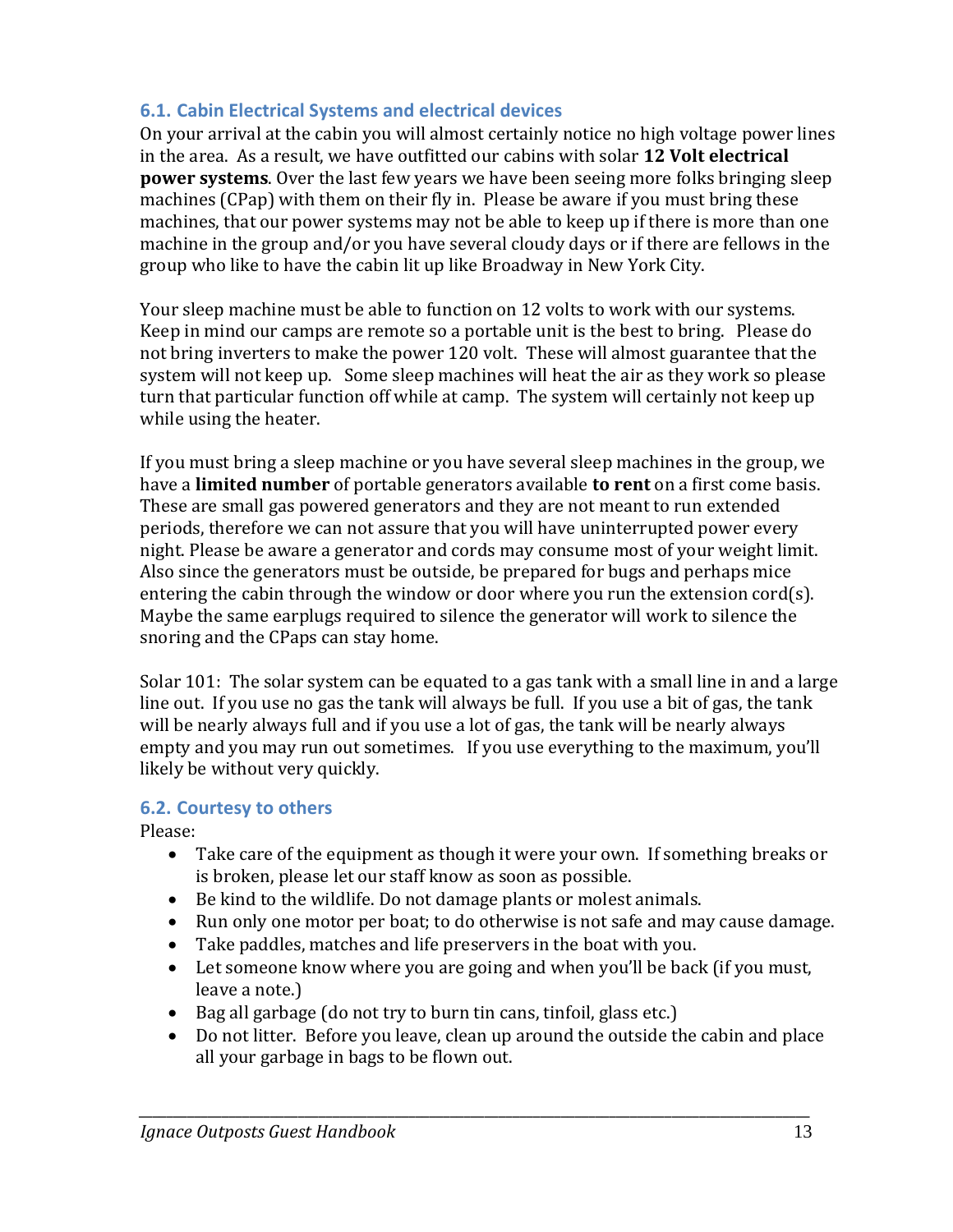## 6.1. Cabin Electrical Systems and electrical devices

On your arrival at the cabin you will almost certainly notice no high voltage power lines in the area. As a result, we have outfitted our cabins with solar **12 Volt electrical power systems**. Over the last few years we have been seeing more folks bringing sleep machines (CPap) with them on their fly in. Please be aware if you must bring these machines, that our power systems may not be able to keep up if there is more than one machine in the group and/or you have several cloudy days or if there are fellows in the group who like to have the cabin lit up like Broadway in New York City.

Your sleep machine must be able to function on 12 volts to work with our systems. Keep in mind our camps are remote so a portable unit is the best to bring. Please do not bring inverters to make the power 120 volt. These will almost guarantee that the system will not keep up. Some sleep machines will heat the air as they work so please turn that particular function off while at camp. The system will certainly not keep up while using the heater.

If you must bring a sleep machine or you have several sleep machines in the group, we have a **limited number** of portable generators available **to rent** on a first come basis. These are small gas powered generators and they are not meant to run extended periods, therefore we can not assure that you will have uninterrupted power every night. Please be aware a generator and cords may consume most of your weight limit. Also since the generators must be outside, be prepared for bugs and perhaps mice entering the cabin through the window or door where you run the extension cord(s). Maybe the same earplugs required to silence the generator will work to silence the snoring and the CPaps can stay home.

Solar 101: The solar system can be equated to a gas tank with a small line in and a large line out. If you use no gas the tank will always be full. If you use a bit of gas, the tank will be nearly always full and if you use a lot of gas, the tank will be nearly always empty and you may run out sometimes. If you use everything to the maximum, you'll likely be without very quickly.

## 6.2. Courtesy to others

Please:

- Take care of the equipment as though it were your own. If something breaks or is broken, please let our staff know as soon as possible.
- Be kind to the wildlife. Do not damage plants or molest animals.
- Run only one motor per boat; to do otherwise is not safe and may cause damage.
- Take paddles, matches and life preservers in the boat with you.
- Let someone know where you are going and when you'll be back (if you must, leave a note.)
- Bag all garbage (do not try to burn tin cans, tinfoil, glass etc.)
- Do not litter. Before you leave, clean up around the outside the cabin and place all your garbage in bags to be flown out.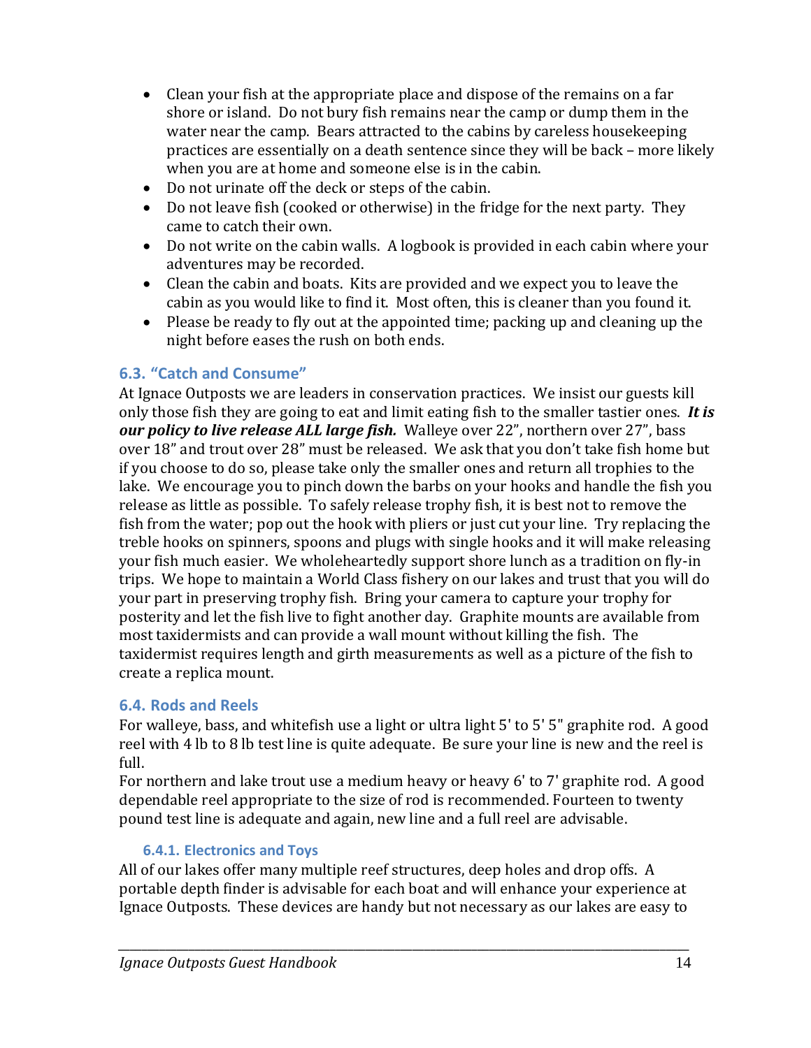- Clean your fish at the appropriate place and dispose of the remains on a far shore or island. Do not bury fish remains near the camp or dump them in the water near the camp. Bears attracted to the cabins by careless housekeeping practices are essentially on a death sentence since they will be back – more likely when you are at home and someone else is in the cabin.
- Do not urinate off the deck or steps of the cabin.
- Do not leave fish (cooked or otherwise) in the fridge for the next party. They came to catch their own.
- Do not write on the cabin walls. A logbook is provided in each cabin where your adventures may be recorded.
- Clean the cabin and boats. Kits are provided and we expect you to leave the cabin as you would like to find it. Most often, this is cleaner than you found it.
- Please be ready to fly out at the appointed time; packing up and cleaning up the night before eases the rush on both ends.

## 6.3. "Catch and Consume"

At Ignace Outposts we are leaders in conservation practices. We insist our guests kill only those fish they are going to eat and limit eating fish to the smaller tastier ones. ***It is our policy to live release ALL large fish.*** Walleye over 22", northern over 27", bass over 18" and trout over 28" must be released. We ask that you don't take fish home but if you choose to do so, please take only the smaller ones and return all trophies to the lake. We encourage you to pinch down the barbs on your hooks and handle the fish you release as little as possible. To safely release trophy fish, it is best not to remove the fish from the water; pop out the hook with pliers or just cut your line. Try replacing the treble hooks on spinners, spoons and plugs with single hooks and it will make releasing your fish much easier. We wholeheartedly support shore lunch as a tradition on fly-in trips. We hope to maintain a World Class fishery on our lakes and trust that you will do your part in preserving trophy fish. Bring your camera to capture your trophy for posterity and let the fish live to fight another day. Graphite mounts are available from most taxidermists and can provide a wall mount without killing the fish. The taxidermist requires length and girth measurements as well as a picture of the fish to create a replica mount.

## 6.4. Rods and Reels

For walleye, bass, and whitefish use a light or ultra light 5' to 5' 5" graphite rod. A good reel with 4 lb to 8 lb test line is quite adequate. Be sure your line is new and the reel is full.

For northern and lake trout use a medium heavy or heavy 6' to 7' graphite rod. A good dependable reel appropriate to the size of rod is recommended. Fourteen to twenty pound test line is adequate and again, new line and a full reel are advisable.

### 6.4.1. Electronics and Toys

All of our lakes offer many multiple reef structures, deep holes and drop offs. A portable depth finder is advisable for each boat and will enhance your experience at Ignace Outposts. These devices are handy but not necessary as our lakes are easy to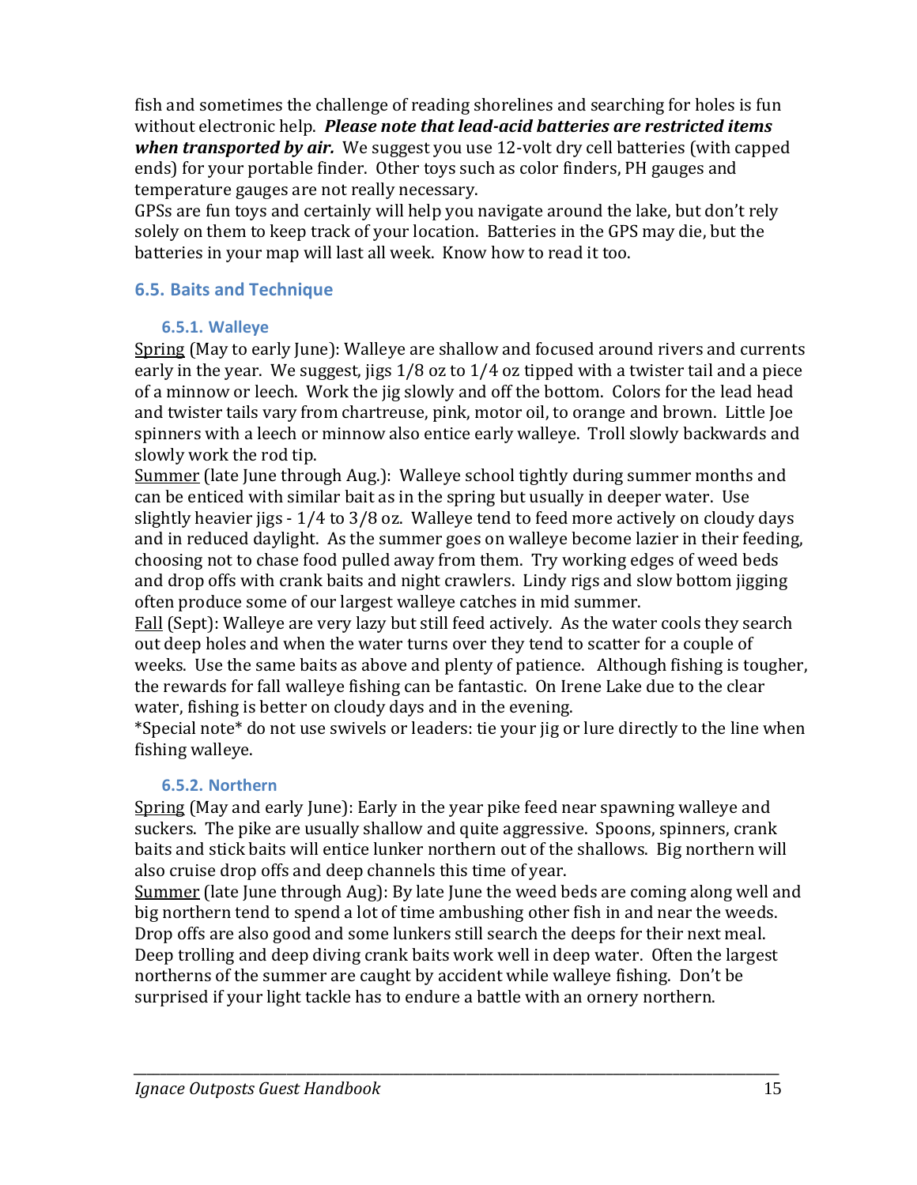fish and sometimes the challenge of reading shorelines and searching for holes is fun without electronic help. ***Please note that lead-acid batteries are restricted items when transported by air.*** We suggest you use 12-volt dry cell batteries (with capped ends) for your portable finder. Other toys such as color finders, PH gauges and temperature gauges are not really necessary.
GPSs are fun toys and certainly will help you navigate around the lake, but don't rely solely on them to keep track of your location. Batteries in the GPS may die, but the batteries in your map will last all week. Know how to read it too.

## 6.5. Baits and Technique

### 6.5.1. Walleye

<u>Spring</u> (May to early June): Walleye are shallow and focused around rivers and currents early in the year. We suggest, jigs 1/8 oz to 1/4 oz tipped with a twister tail and a piece of a minnow or leech. Work the jig slowly and off the bottom. Colors for the lead head and twister tails vary from chartreuse, pink, motor oil, to orange and brown. Little Joe spinners with a leech or minnow also entice early walleye. Troll slowly backwards and slowly work the rod tip.
<u>Summer</u> (late June through Aug.): Walleye school tightly during summer months and can be enticed with similar bait as in the spring but usually in deeper water. Use slightly heavier jigs - 1/4 to 3/8 oz. Walleye tend to feed more actively on cloudy days and in reduced daylight. As the summer goes on walleye become lazier in their feeding, choosing not to chase food pulled away from them. Try working edges of weed beds and drop offs with crank baits and night crawlers. Lindy rigs and slow bottom jigging often produce some of our largest walleye catches in mid summer.
<u>Fall</u> (Sept): Walleye are very lazy but still feed actively. As the water cools they search out deep holes and when the water turns over they tend to scatter for a couple of weeks. Use the same baits as above and plenty of patience. Although fishing is tougher, the rewards for fall walleye fishing can be fantastic. On Irene Lake due to the clear water, fishing is better on cloudy days and in the evening.
*Special note* do not use swivels or leaders: tie your jig or lure directly to the line when fishing walleye.

### 6.5.2. Northern

<u>Spring</u> (May and early June): Early in the year pike feed near spawning walleye and suckers. The pike are usually shallow and quite aggressive. Spoons, spinners, crank baits and stick baits will entice lunker northern out of the shallows. Big northern will also cruise drop offs and deep channels this time of year.
<u>Summer</u> (late June through Aug): By late June the weed beds are coming along well and big northern tend to spend a lot of time ambushing other fish in and near the weeds. Drop offs are also good and some lunkers still search the deeps for their next meal. Deep trolling and deep diving crank baits work well in deep water. Often the largest northerns of the summer are caught by accident while walleye fishing. Don't be surprised if your light tackle has to endure a battle with an ornery northern.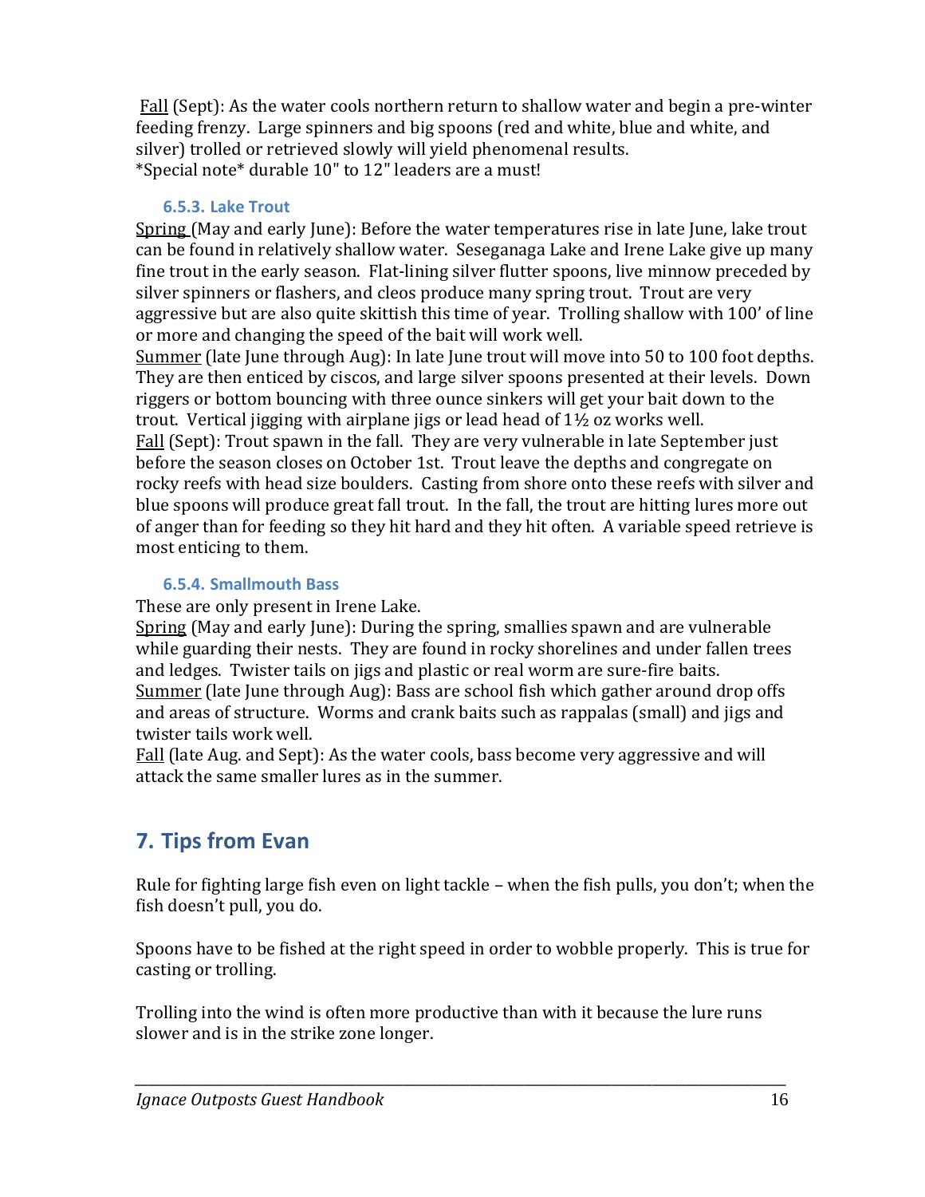<u>Fall</u> (Sept): As the water cools northern return to shallow water and begin a pre-winter feeding frenzy. Large spinners and big spoons (red and white, blue and white, and silver) trolled or retrieved slowly will yield phenomenal results.
*Special note* durable 10" to 12" leaders are a must!

### 6.5.3. Lake Trout

<u>Spring</u> (May and early June): Before the water temperatures rise in late June, lake trout can be found in relatively shallow water. Seseganaga Lake and Irene Lake give up many fine trout in the early season. Flat-lining silver flutter spoons, live minnow preceded by silver spinners or flashers, and cleos produce many spring trout. Trout are very aggressive but are also quite skittish this time of year. Trolling shallow with 100' of line or more and changing the speed of the bait will work well.
<u>Summer</u> (late June through Aug): In late June trout will move into 50 to 100 foot depths. They are then enticed by ciscos, and large silver spoons presented at their levels. Down riggers or bottom bouncing with three ounce sinkers will get your bait down to the trout. Vertical jigging with airplane jigs or lead head of 1½ oz works well.
<u>Fall</u> (Sept): Trout spawn in the fall. They are very vulnerable in late September just before the season closes on October 1st. Trout leave the depths and congregate on rocky reefs with head size boulders. Casting from shore onto these reefs with silver and blue spoons will produce great fall trout. In the fall, the trout are hitting lures more out of anger than for feeding so they hit hard and they hit often. A variable speed retrieve is most enticing to them.

### 6.5.4. Smallmouth Bass

These are only present in Irene Lake.
<u>Spring</u> (May and early June): During the spring, smallies spawn and are vulnerable while guarding their nests. They are found in rocky shorelines and under fallen trees and ledges. Twister tails on jigs and plastic or real worm are sure-fire baits.
<u>Summer</u> (late June through Aug): Bass are school fish which gather around drop offs and areas of structure. Worms and crank baits such as rappalas (small) and jigs and twister tails work well.
<u>Fall</u> (late Aug. and Sept): As the water cools, bass become very aggressive and will attack the same smaller lures as in the summer.

## 7. Tips from Evan

Rule for fighting large fish even on light tackle – when the fish pulls, you don't; when the fish doesn't pull, you do.

Spoons have to be fished at the right speed in order to wobble properly. This is true for casting or trolling.

Trolling into the wind is often more productive than with it because the lure runs slower and is in the strike zone longer.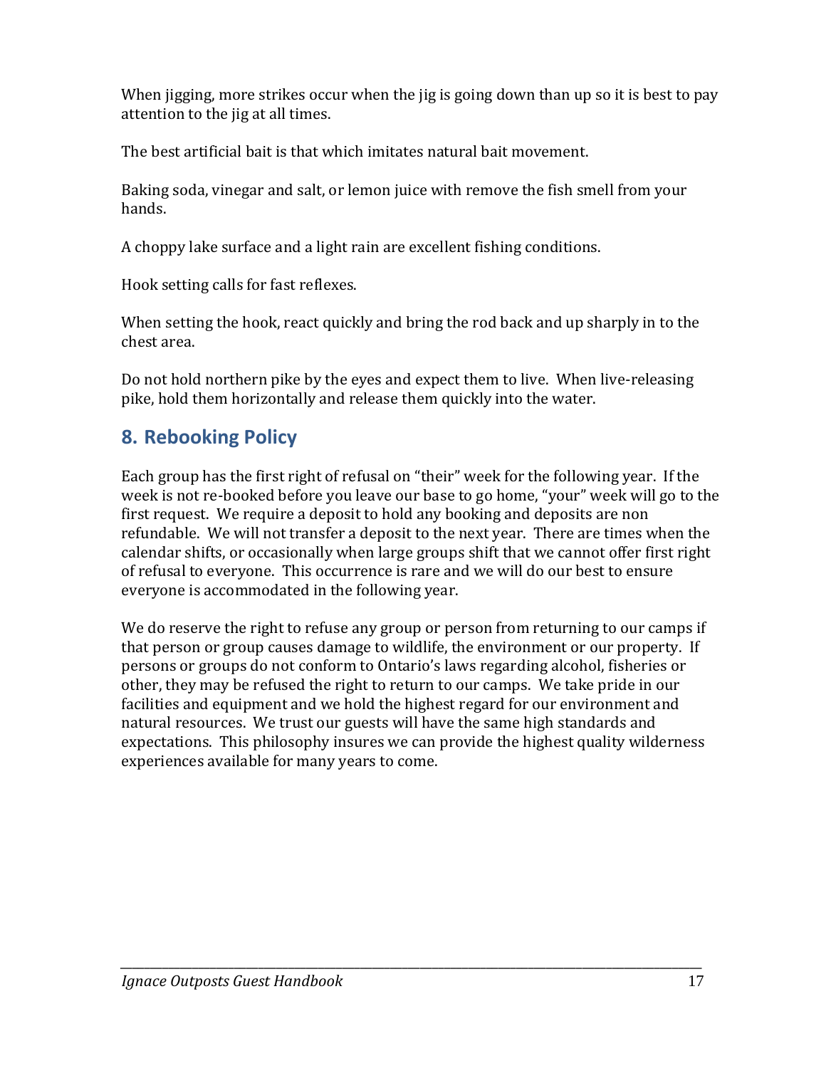When jigging, more strikes occur when the jig is going down than up so it is best to pay attention to the jig at all times.

The best artificial bait is that which imitates natural bait movement.

Baking soda, vinegar and salt, or lemon juice with remove the fish smell from your hands.

A choppy lake surface and a light rain are excellent fishing conditions.

Hook setting calls for fast reflexes.

When setting the hook, react quickly and bring the rod back and up sharply in to the chest area.

Do not hold northern pike by the eyes and expect them to live. When live-releasing pike, hold them horizontally and release them quickly into the water.

## 8. Rebooking Policy

Each group has the first right of refusal on "their" week for the following year. If the week is not re-booked before you leave our base to go home, "your" week will go to the first request. We require a deposit to hold any booking and deposits are non refundable. We will not transfer a deposit to the next year. There are times when the calendar shifts, or occasionally when large groups shift that we cannot offer first right of refusal to everyone. This occurrence is rare and we will do our best to ensure everyone is accommodated in the following year.

We do reserve the right to refuse any group or person from returning to our camps if that person or group causes damage to wildlife, the environment or our property. If persons or groups do not conform to Ontario's laws regarding alcohol, fisheries or other, they may be refused the right to return to our camps. We take pride in our facilities and equipment and we hold the highest regard for our environment and natural resources. We trust our guests will have the same high standards and expectations. This philosophy insures we can provide the highest quality wilderness experiences available for many years to come.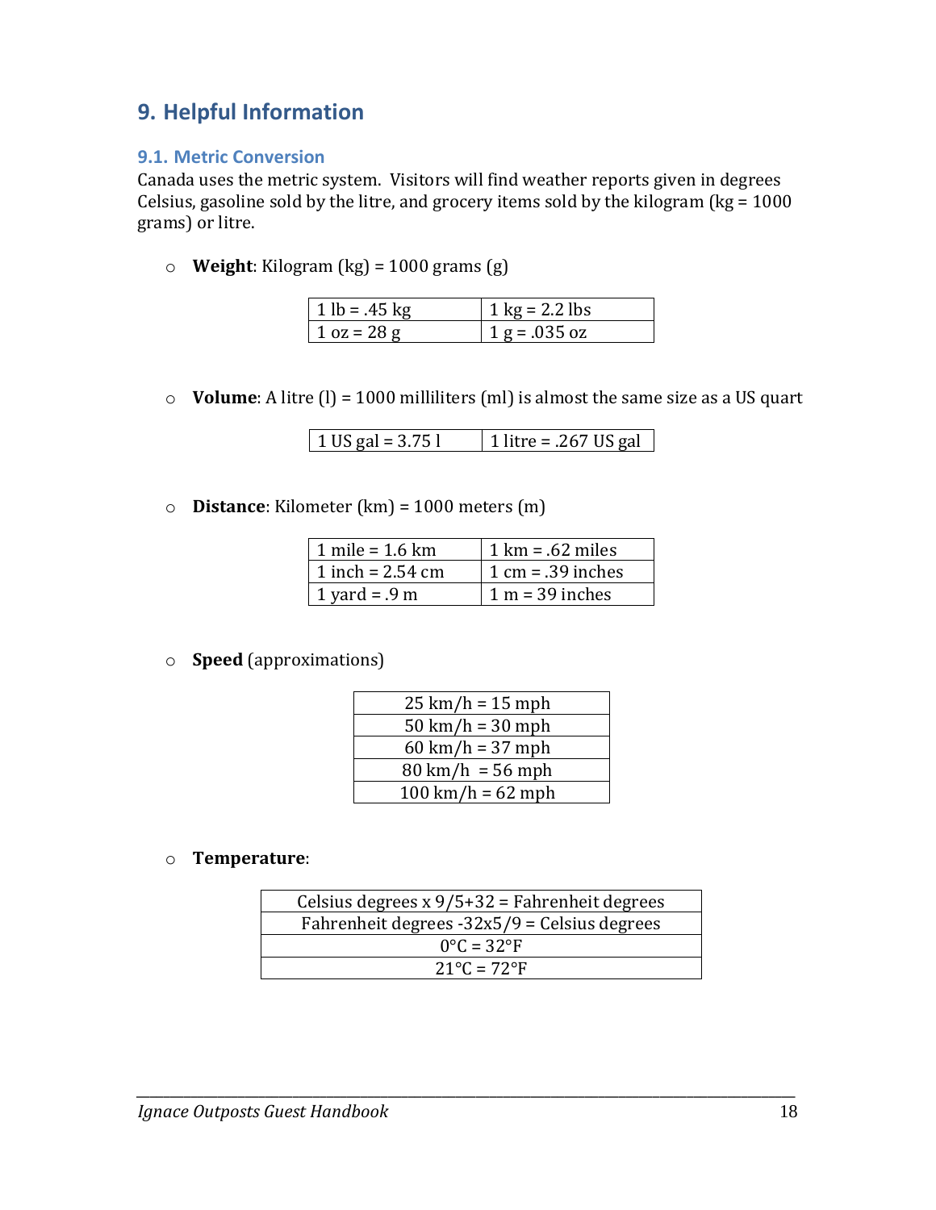# 9. Helpful Information

## 9.1. Metric Conversion

Canada uses the metric system. Visitors will find weather reports given in degrees Celsius, gasoline sold by the litre, and grocery items sold by the kilogram (kg = 1000 grams) or litre.

- **Weight**: Kilogram (kg) = 1000 grams (g)

| 1 lb = .45 kg | 1 kg = 2.2 lbs |
|---|---|
| 1 oz = 28 g | 1 g = .035 oz |

- **Volume**: A litre (l) = 1000 milliliters (ml) is almost the same size as a US quart

| 1 US gal = 3.75 l | 1 litre = .267 US gal |
|---|---|

- **Distance**: Kilometer (km) = 1000 meters (m)

| 1 mile = 1.6 km | 1 km = .62 miles |
|---|---|
| 1 inch = 2.54 cm | 1 cm = .39 inches |
| 1 yard = .9 m | 1 m = 39 inches |

- **Speed** (approximations)

| 25 km/h = 15 mph |
|---|
| 50 km/h = 30 mph |
| 60 km/h = 37 mph |
| 80 km/h = 56 mph |
| 100 km/h = 62 mph |

- **Temperature**:

| Celsius degrees x 9/5+32 = Fahrenheit degrees |
|---|
| Fahrenheit degrees -32x5/9 = Celsius degrees |
| 0°C = 32°F |
| 21°C = 72°F |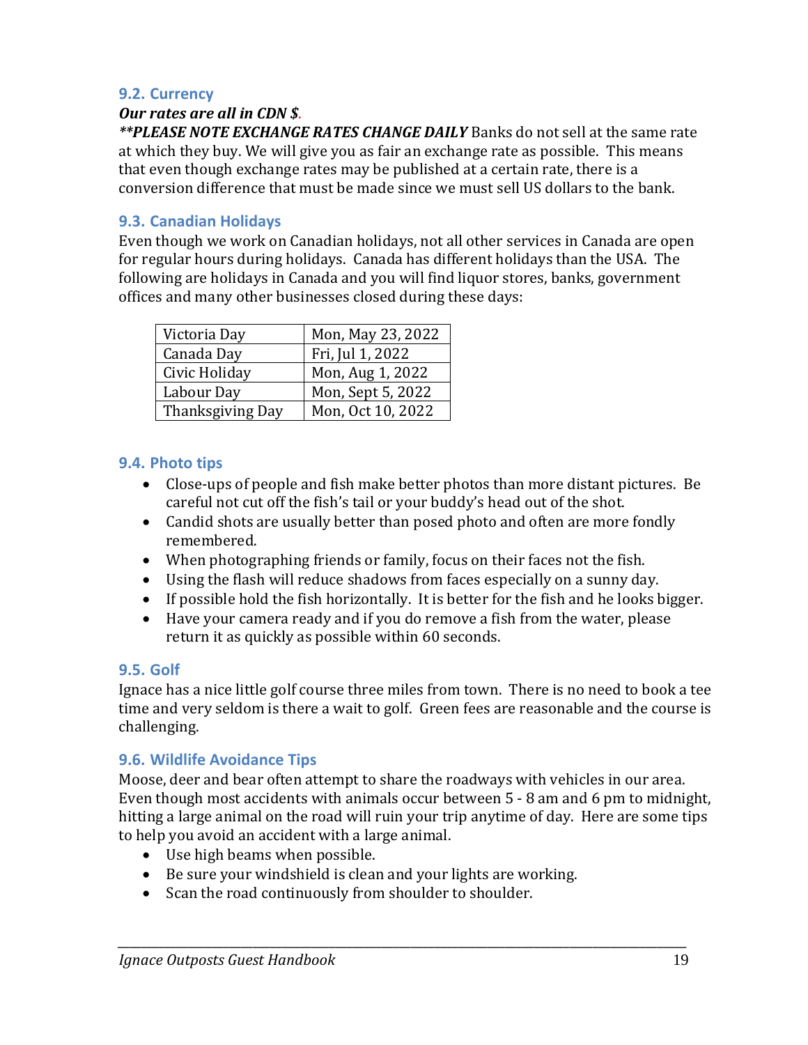### 9.2. Currency

***Our rates are all in CDN $.***

***\*\*PLEASE NOTE EXCHANGE RATES CHANGE DAILY*** Banks do not sell at the same rate at which they buy. We will give you as fair an exchange rate as possible. This means that even though exchange rates may be published at a certain rate, there is a conversion difference that must be made since we must sell US dollars to the bank.

### 9.3. Canadian Holidays

Even though we work on Canadian holidays, not all other services in Canada are open for regular hours during holidays. Canada has different holidays than the USA. The following are holidays in Canada and you will find liquor stores, banks, government offices and many other businesses closed during these days:

| Victoria Day | Mon, May 23, 2022 |
|---|---|
| Canada Day | Fri, Jul 1, 2022 |
| Civic Holiday | Mon, Aug 1, 2022 |
| Labour Day | Mon, Sept 5, 2022 |
| Thanksgiving Day | Mon, Oct 10, 2022 |

### 9.4. Photo tips

- Close-ups of people and fish make better photos than more distant pictures. Be careful not cut off the fish's tail or your buddy's head out of the shot.
- Candid shots are usually better than posed photo and often are more fondly remembered.
- When photographing friends or family, focus on their faces not the fish.
- Using the flash will reduce shadows from faces especially on a sunny day.
- If possible hold the fish horizontally. It is better for the fish and he looks bigger.
- Have your camera ready and if you do remove a fish from the water, please return it as quickly as possible within 60 seconds.

### 9.5. Golf

Ignace has a nice little golf course three miles from town. There is no need to book a tee time and very seldom is there a wait to golf. Green fees are reasonable and the course is challenging.

### 9.6. Wildlife Avoidance Tips

Moose, deer and bear often attempt to share the roadways with vehicles in our area. Even though most accidents with animals occur between 5 - 8 am and 6 pm to midnight, hitting a large animal on the road will ruin your trip anytime of day. Here are some tips to help you avoid an accident with a large animal.

- Use high beams when possible.
- Be sure your windshield is clean and your lights are working.
- Scan the road continuously from shoulder to shoulder.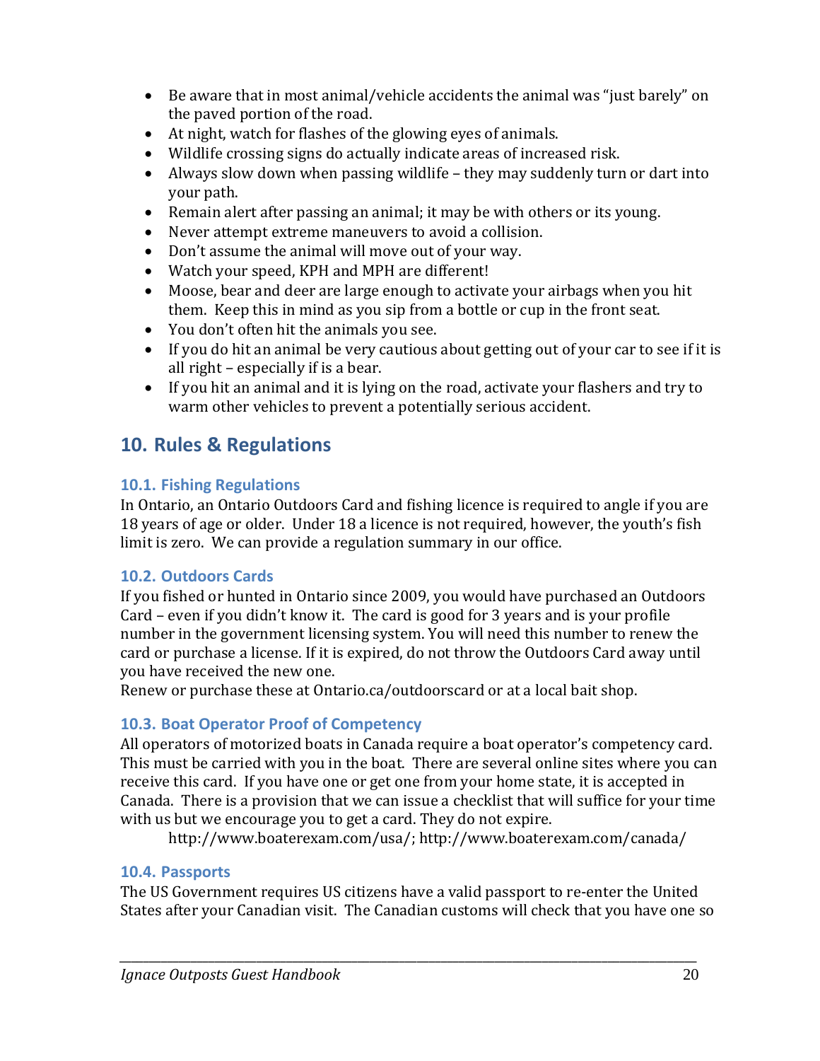- Be aware that in most animal/vehicle accidents the animal was "just barely" on the paved portion of the road.
- At night, watch for flashes of the glowing eyes of animals.
- Wildlife crossing signs do actually indicate areas of increased risk.
- Always slow down when passing wildlife – they may suddenly turn or dart into your path.
- Remain alert after passing an animal; it may be with others or its young.
- Never attempt extreme maneuvers to avoid a collision.
- Don't assume the animal will move out of your way.
- Watch your speed, KPH and MPH are different!
- Moose, bear and deer are large enough to activate your airbags when you hit them. Keep this in mind as you sip from a bottle or cup in the front seat.
- You don't often hit the animals you see.
- If you do hit an animal be very cautious about getting out of your car to see if it is all right – especially if is a bear.
- If you hit an animal and it is lying on the road, activate your flashers and try to warm other vehicles to prevent a potentially serious accident.

## 10. Rules & Regulations

### 10.1. Fishing Regulations

In Ontario, an Ontario Outdoors Card and fishing licence is required to angle if you are 18 years of age or older. Under 18 a licence is not required, however, the youth's fish limit is zero. We can provide a regulation summary in our office.

### 10.2. Outdoors Cards

If you fished or hunted in Ontario since 2009, you would have purchased an Outdoors Card – even if you didn't know it. The card is good for 3 years and is your profile number in the government licensing system. You will need this number to renew the card or purchase a license. If it is expired, do not throw the Outdoors Card away until you have received the new one.

Renew or purchase these at Ontario.ca/outdoorscard or at a local bait shop.

### 10.3. Boat Operator Proof of Competency

All operators of motorized boats in Canada require a boat operator's competency card. This must be carried with you in the boat. There are several online sites where you can receive this card. If you have one or get one from your home state, it is accepted in Canada. There is a provision that we can issue a checklist that will suffice for your time with us but we encourage you to get a card. They do not expire.

http://www.boaterexam.com/usa/; http://www.boaterexam.com/canada/

### 10.4. Passports

The US Government requires US citizens have a valid passport to re-enter the United States after your Canadian visit. The Canadian customs will check that you have one so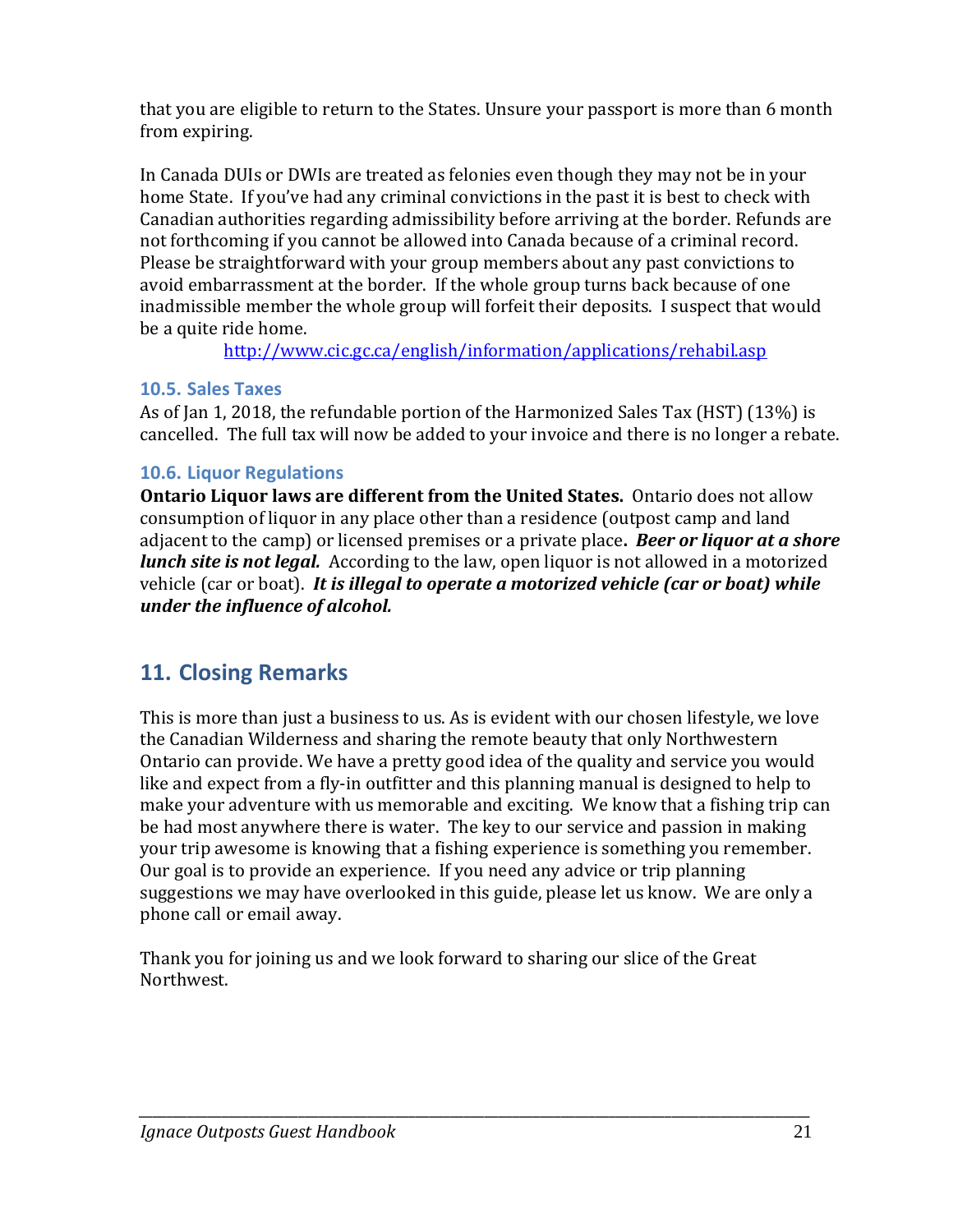that you are eligible to return to the States. Unsure your passport is more than 6 month from expiring.

In Canada DUIs or DWIs are treated as felonies even though they may not be in your home State. If you've had any criminal convictions in the past it is best to check with Canadian authorities regarding admissibility before arriving at the border. Refunds are not forthcoming if you cannot be allowed into Canada because of a criminal record. Please be straightforward with your group members about any past convictions to avoid embarrassment at the border. If the whole group turns back because of one inadmissible member the whole group will forfeit their deposits. I suspect that would be a quite ride home.

http://www.cic.gc.ca/english/information/applications/rehabil.asp

### 10.5. Sales Taxes

As of Jan 1, 2018, the refundable portion of the Harmonized Sales Tax (HST) (13%) is cancelled. The full tax will now be added to your invoice and there is no longer a rebate.

### 10.6. Liquor Regulations

**Ontario Liquor laws are different from the United States.** Ontario does not allow consumption of liquor in any place other than a residence (outpost camp and land adjacent to the camp) or licensed premises or a private place**.** ***Beer or liquor at a shore lunch site is not legal.*** According to the law, open liquor is not allowed in a motorized vehicle (car or boat). ***It is illegal to operate a motorized vehicle (car or boat) while under the influence of alcohol.***

## 11. Closing Remarks

This is more than just a business to us. As is evident with our chosen lifestyle, we love the Canadian Wilderness and sharing the remote beauty that only Northwestern Ontario can provide. We have a pretty good idea of the quality and service you would like and expect from a fly-in outfitter and this planning manual is designed to help to make your adventure with us memorable and exciting. We know that a fishing trip can be had most anywhere there is water. The key to our service and passion in making your trip awesome is knowing that a fishing experience is something you remember. Our goal is to provide an experience. If you need any advice or trip planning suggestions we may have overlooked in this guide, please let us know. We are only a phone call or email away.

Thank you for joining us and we look forward to sharing our slice of the Great Northwest.